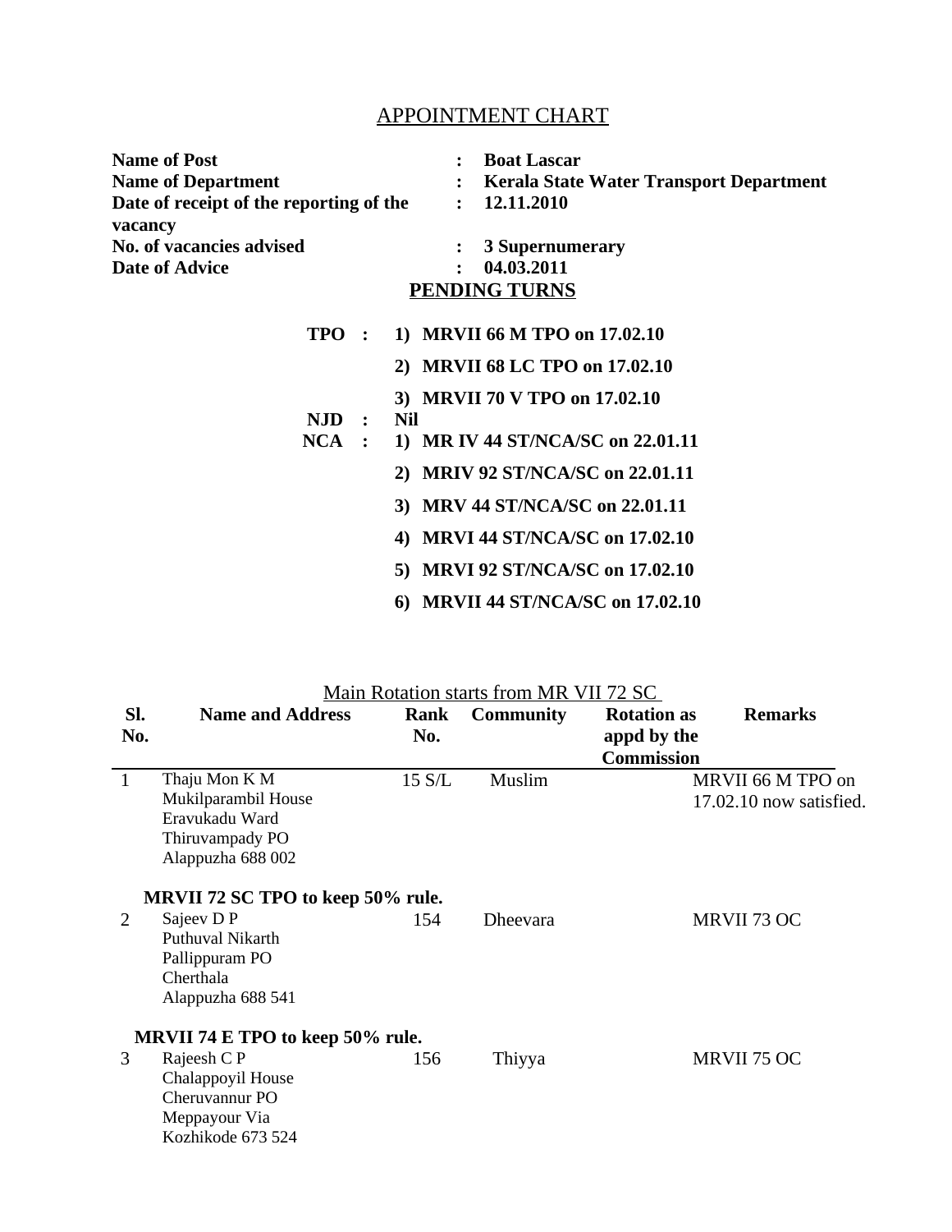# APPOINTMENT CHART

**Name of Post** : **Boat Lascar**
**Name of Department** : **Kerala State Water Transport Department**
**Date of receipt of the reporting of the vacancy** : **12.11.2010**
**No. of vacancies advised** : **3 Supernumerary**
**Date of Advice** : **04.03.2011**

## PENDING TURNS

**TPO :**
1) **MRVII 66 M TPO on 17.02.10**
2) **MRVII 68 LC TPO on 17.02.10**
3) **MRVII 70 V TPO on 17.02.10**

**NJD :** **Nil**

**NCA :**
1) **MR IV 44 ST/NCA/SC on 22.01.11**
2) **MRIV 92 ST/NCA/SC on 22.01.11**
3) **MRV 44 ST/NCA/SC on 22.01.11**
4) **MRVI 44 ST/NCA/SC on 17.02.10**
5) **MRVI 92 ST/NCA/SC on 17.02.10**
6) **MRVII 44 ST/NCA/SC on 17.02.10**

Main Rotation starts from MR VII 72 SC

| Sl. No. | Name and Address | Rank No. | Community | Rotation as appd by the Commission | Remarks |
|---|---|---|---|---|---|
| 1 | Thaju Mon K M<br>Mukilparambil House<br>Eravukadu Ward<br>Thiruvampady PO<br>Alappuzha 688 002 | 15 S/L | Muslim | | MRVII 66 M TPO on 17.02.10 now satisfied. |
| | **MRVII 72 SC TPO to keep 50% rule.** | | | | |
| 2 | Sajeev D P<br>Puthuval Nikarth<br>Pallippuram PO<br>Cherthala<br>Alappuzha 688 541 | 154 | Dheevara | | MRVII 73 OC |
| | **MRVII 74 E TPO to keep 50% rule.** | | | | |
| 3 | Rajeesh C P<br>Chalappoyil House<br>Cheruvannur PO<br>Meppayour Via<br>Kozhikode 673 524 | 156 | Thiyya | | MRVII 75 OC |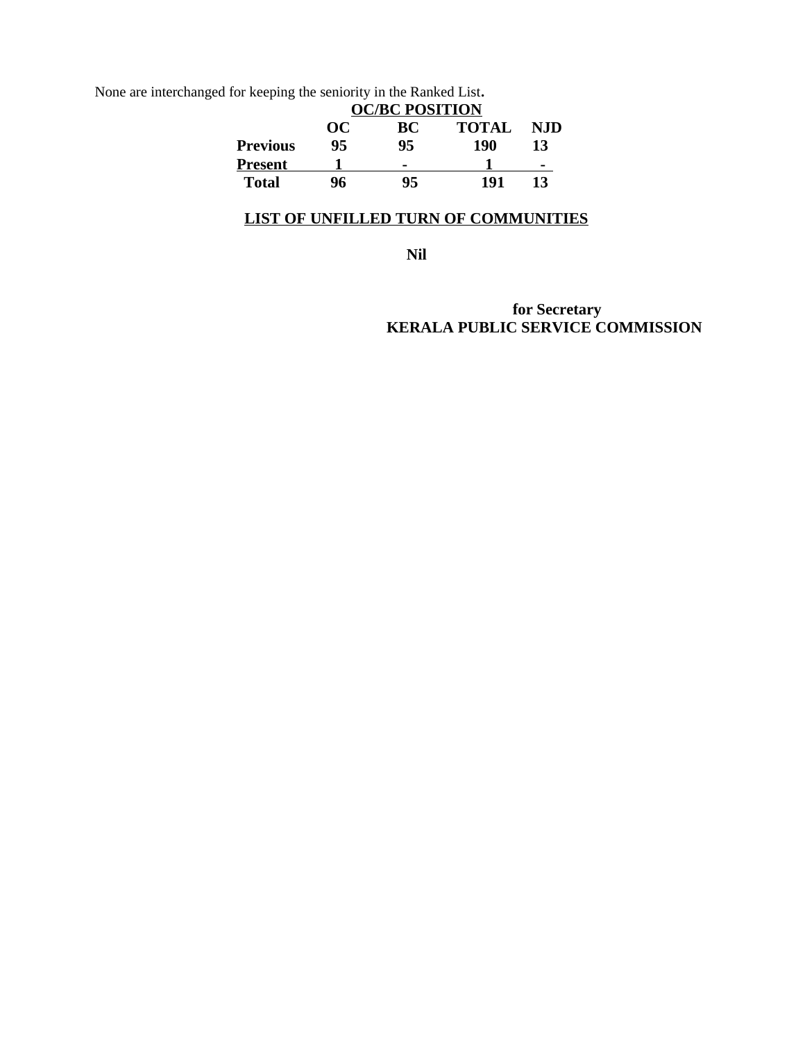None are interchanged for keeping the seniority in the Ranked List.

**OC/BC POSITION**

| | OC | BC | TOTAL | NJD |
|---|---|---|---|---|
| **Previous** | **95** | **95** | **190** | **13** |
| **Present** | **1** | **-** | **1** | **-** |
| **Total** | **96** | **95** | **191** | **13** |

**LIST OF UNFILLED TURN OF COMMUNITIES**

**Nil**

**for Secretary**
**KERALA PUBLIC SERVICE COMMISSION**